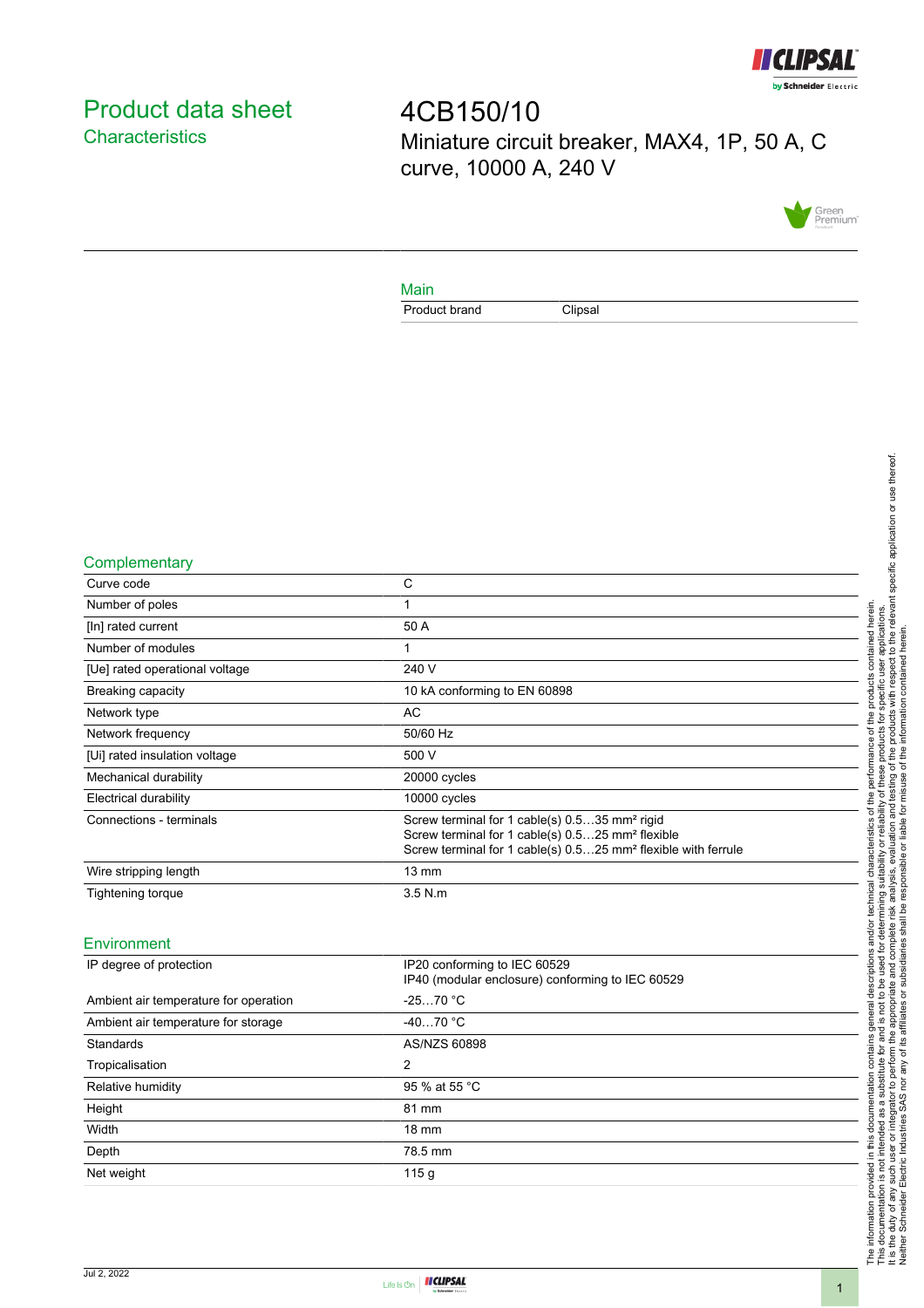# Product data sheet

## Characteristics

# 4CB150/10

Miniature circuit breaker, MAX4, 1P, 50 A, C curve, 10000 A, 240 V

## Main

| Product brand | Clipsal |
|---|---|

## Complementary

| Curve code | C |
|---|---|
| Number of poles | 1 |
| [In] rated current | 50 A |
| Number of modules | 1 |
| [Ue] rated operational voltage | 240 V |
| Breaking capacity | 10 kA conforming to EN 60898 |
| Network type | AC |
| Network frequency | 50/60 Hz |
| [Ui] rated insulation voltage | 500 V |
| Mechanical durability | 20000 cycles |
| Electrical durability | 10000 cycles |
| Connections - terminals | Screw terminal for 1 cable(s) 0.5…35 mm² rigid<br>Screw terminal for 1 cable(s) 0.5…25 mm² flexible<br>Screw terminal for 1 cable(s) 0.5…25 mm² flexible with ferrule |
| Wire stripping length | 13 mm |
| Tightening torque | 3.5 N.m |

## Environment

| IP degree of protection | IP20 conforming to IEC 60529<br>IP40 (modular enclosure) conforming to IEC 60529 |
|---|---|
| Ambient air temperature for operation | -25…70 °C |
| Ambient air temperature for storage | -40…70 °C |
| Standards | AS/NZS 60898 |
| Tropicalisation | 2 |
| Relative humidity | 95 % at 55 °C |
| Height | 81 mm |
| Width | 18 mm |
| Depth | 78.5 mm |
| Net weight | 115 g |

The information provided in this documentation contains general descriptions and/or technical characteristics of the performance of the products contained herein.
This documentation is not intended as a substitute for and is not to be used for determining suitability or reliability of these products for specific user applications.
It is the duty of any such user or integrator to perform the appropriate and complete risk analysis, evaluation and testing of the products with respect to the relevant specific application or use thereof.
Neither Schneider Electric Industries SAS nor any of its affiliates or subsidiaries shall be responsible or liable for misuse of the information contained herein.

Jul 2, 2022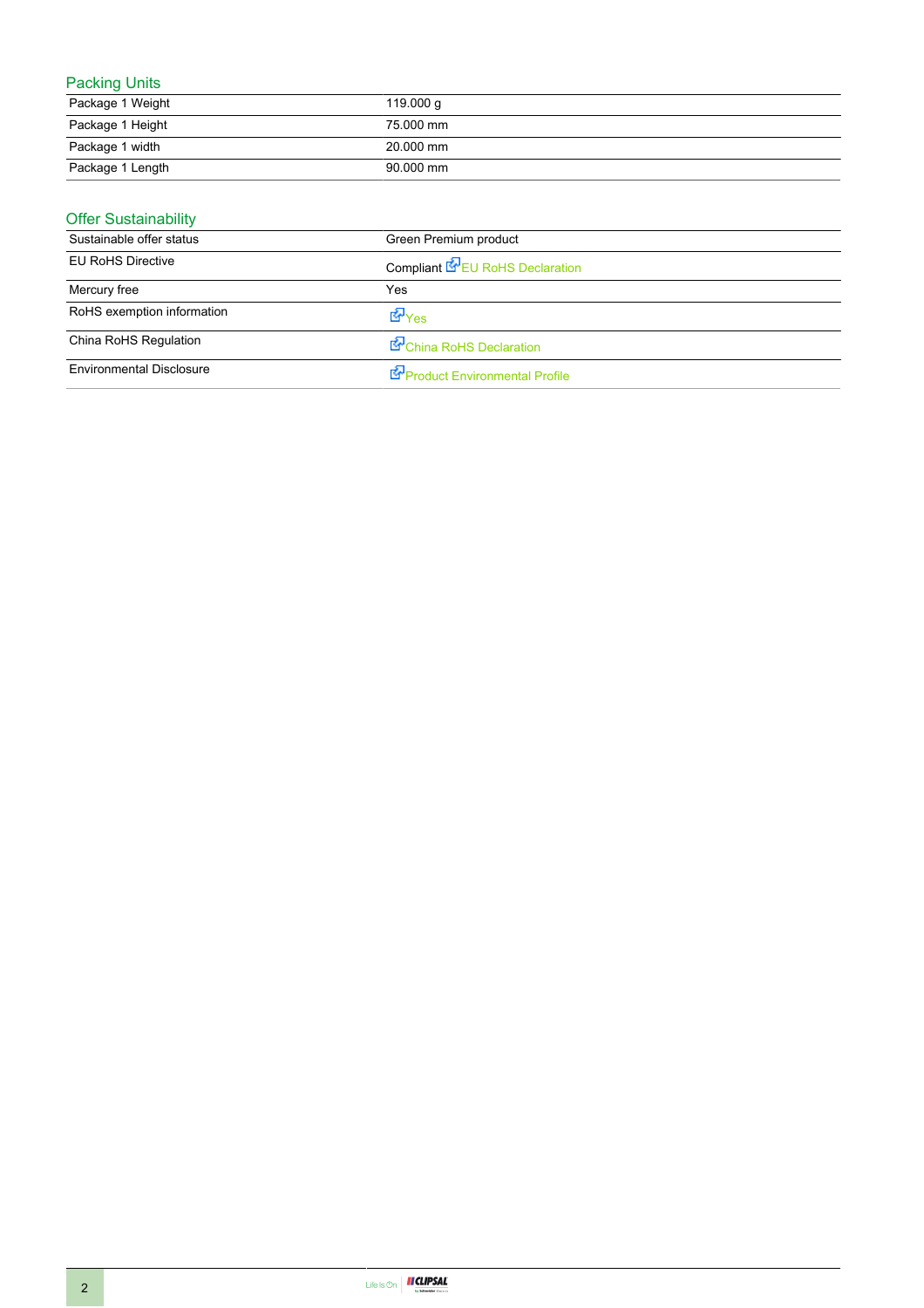## Packing Units

| | |
|---|---|
| Package 1 Weight | 119.000 g |
| Package 1 Height | 75.000 mm |
| Package 1 width | 20.000 mm |
| Package 1 Length | 90.000 mm |

## Offer Sustainability

| | |
|---|---|
| Sustainable offer status | Green Premium product |
| EU RoHS Directive | Compliant EU RoHS Declaration |
| Mercury free | Yes |
| RoHS exemption information | Yes |
| China RoHS Regulation | China RoHS Declaration |
| Environmental Disclosure | Product Environmental Profile |